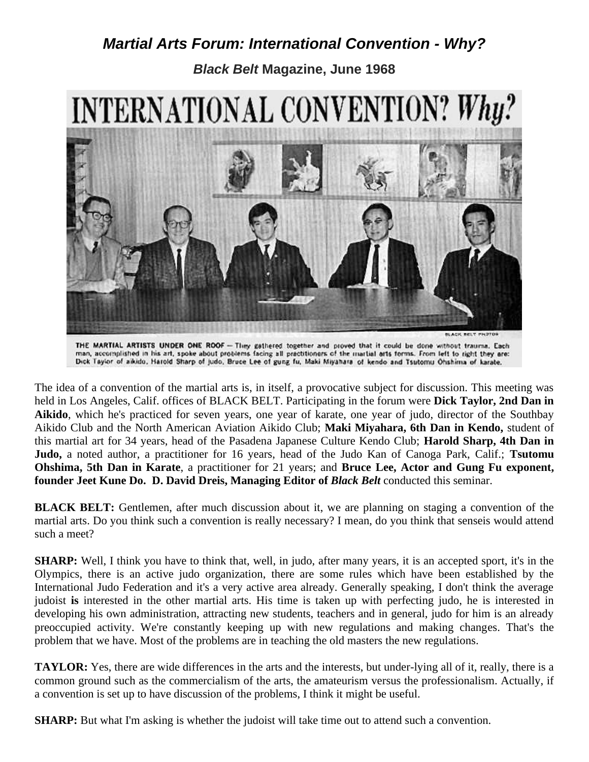# *Martial Arts Forum: International Convention - Why?*

### ***Black Belt*** **Magazine, June 1968**

INTERNATIONAL CONVENTION? *Why?*

THE MARTIAL ARTISTS UNDER ONE ROOF — They gathered together and proved that it could be done without trauma. Each man, accomplished in his art, spoke about problems facing all practitioners of the martial arts forms. From left to right they are: Dick Taylor of aikido, Harold Sharp of judo, Bruce Lee of gung fu, Maki Miyahara of kendo and Tsutomu Ohshima of karate.

The idea of a convention of the martial arts is, in itself, a provocative subject for discussion. This meeting was held in Los Angeles, Calif. offices of BLACK BELT. Participating in the forum were **Dick Taylor, 2nd Dan in Aikido**, which he's practiced for seven years, one year of karate, one year of judo, director of the Southbay Aikido Club and the North American Aviation Aikido Club; **Maki Miyahara, 6th Dan in Kendo,** student of this martial art for 34 years, head of the Pasadena Japanese Culture Kendo Club; **Harold Sharp, 4th Dan in Judo,** a noted author, a practitioner for 16 years, head of the Judo Kan of Canoga Park, Calif.; **Tsutomu Ohshima, 5th Dan in Karate**, a practitioner for 21 years; and **Bruce Lee, Actor and Gung Fu exponent, founder Jeet Kune Do. D. David Dreis, Managing Editor of *Black Belt*** conducted this seminar.

**BLACK BELT:** Gentlemen, after much discussion about it, we are planning on staging a convention of the martial arts. Do you think such a convention is really necessary? I mean, do you think that senseis would attend such a meet?

**SHARP:** Well, I think you have to think that, well, in judo, after many years, it is an accepted sport, it's in the Olympics, there is an active judo organization, there are some rules which have been established by the International Judo Federation and it's a very active area already. Generally speaking, I don't think the average judoist **is** interested in the other martial arts. His time is taken up with perfecting judo, he is interested in developing his own administration, attracting new students, teachers and in general, judo for him is an already preoccupied activity. We're constantly keeping up with new regulations and making changes. That's the problem that we have. Most of the problems are in teaching the old masters the new regulations.

**TAYLOR:** Yes, there are wide differences in the arts and the interests, but under-lying all of it, really, there is a common ground such as the commercialism of the arts, the amateurism versus the professionalism. Actually, if a convention is set up to have discussion of the problems, I think it might be useful.

**SHARP:** But what I'm asking is whether the judoist will take time out to attend such a convention.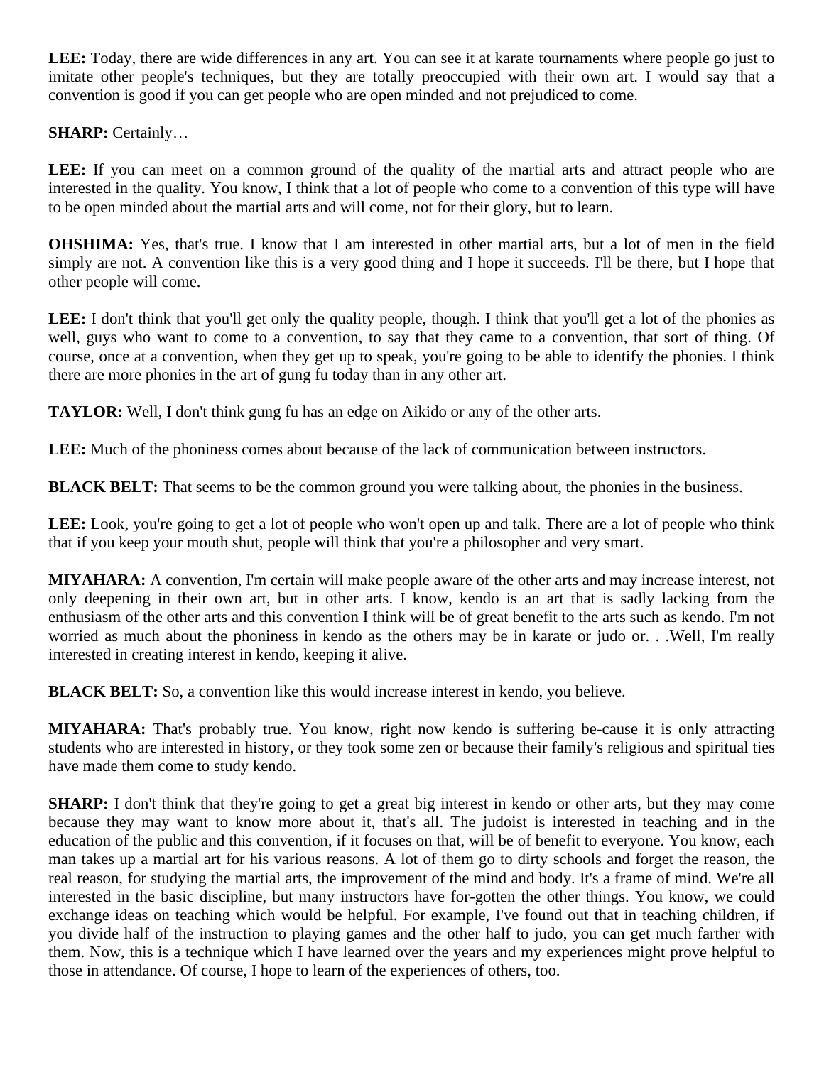**LEE:** Today, there are wide differences in any art. You can see it at karate tournaments where people go just to imitate other people's techniques, but they are totally preoccupied with their own art. I would say that a convention is good if you can get people who are open minded and not prejudiced to come.

**SHARP:** Certainly…

**LEE:** If you can meet on a common ground of the quality of the martial arts and attract people who are interested in the quality. You know, I think that a lot of people who come to a convention of this type will have to be open minded about the martial arts and will come, not for their glory, but to learn.

**OHSHIMA:** Yes, that's true. I know that I am interested in other martial arts, but a lot of men in the field simply are not. A convention like this is a very good thing and I hope it succeeds. I'll be there, but I hope that other people will come.

**LEE:** I don't think that you'll get only the quality people, though. I think that you'll get a lot of the phonies as well, guys who want to come to a convention, to say that they came to a convention, that sort of thing. Of course, once at a convention, when they get up to speak, you're going to be able to identify the phonies. I think there are more phonies in the art of gung fu today than in any other art.

**TAYLOR:** Well, I don't think gung fu has an edge on Aikido or any of the other arts.

**LEE:** Much of the phoniness comes about because of the lack of communication between instructors.

**BLACK BELT:** That seems to be the common ground you were talking about, the phonies in the business.

**LEE:** Look, you're going to get a lot of people who won't open up and talk. There are a lot of people who think that if you keep your mouth shut, people will think that you're a philosopher and very smart.

**MIYAHARA:** A convention, I'm certain will make people aware of the other arts and may increase interest, not only deepening in their own art, but in other arts. I know, kendo is an art that is sadly lacking from the enthusiasm of the other arts and this convention I think will be of great benefit to the arts such as kendo. I'm not worried as much about the phoniness in kendo as the others may be in karate or judo or. . .Well, I'm really interested in creating interest in kendo, keeping it alive.

**BLACK BELT:** So, a convention like this would increase interest in kendo, you believe.

**MIYAHARA:** That's probably true. You know, right now kendo is suffering be-cause it is only attracting students who are interested in history, or they took some zen or because their family's religious and spiritual ties have made them come to study kendo.

**SHARP:** I don't think that they're going to get a great big interest in kendo or other arts, but they may come because they may want to know more about it, that's all. The judoist is interested in teaching and in the education of the public and this convention, if it focuses on that, will be of benefit to everyone. You know, each man takes up a martial art for his various reasons. A lot of them go to dirty schools and forget the reason, the real reason, for studying the martial arts, the improvement of the mind and body. It's a frame of mind. We're all interested in the basic discipline, but many instructors have for-gotten the other things. You know, we could exchange ideas on teaching which would be helpful. For example, I've found out that in teaching children, if you divide half of the instruction to playing games and the other half to judo, you can get much farther with them. Now, this is a technique which I have learned over the years and my experiences might prove helpful to those in attendance. Of course, I hope to learn of the experiences of others, too.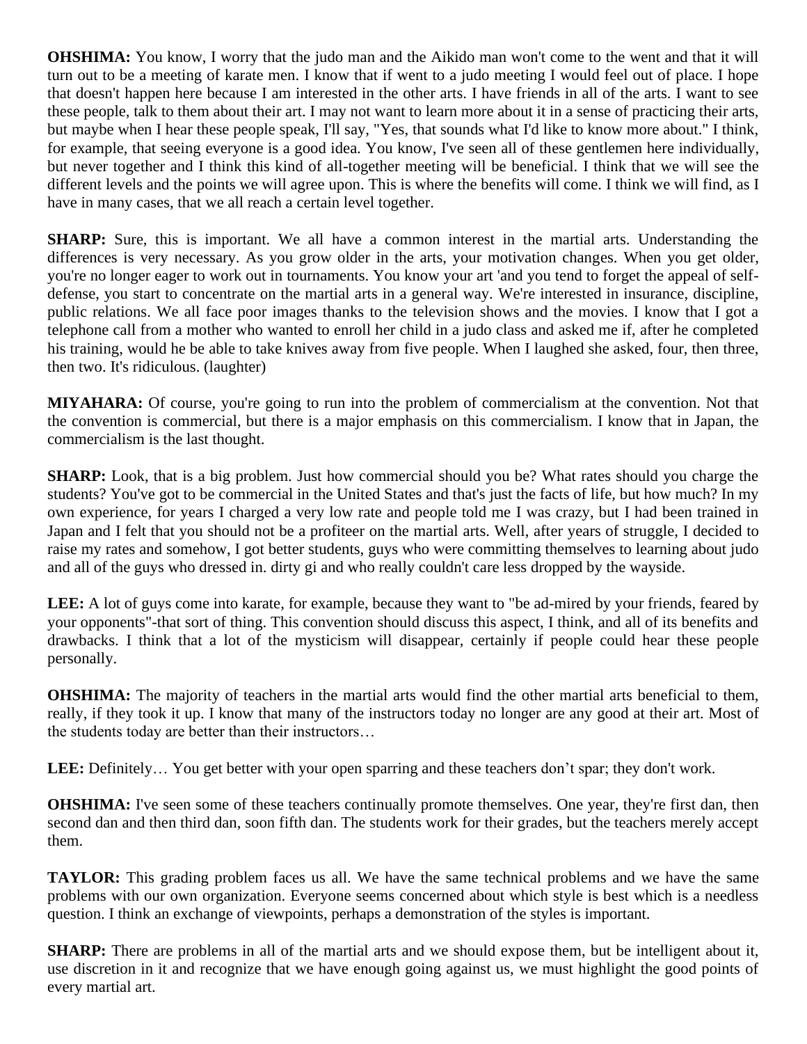**OHSHIMA:** You know, I worry that the judo man and the Aikido man won't come to the went and that it will turn out to be a meeting of karate men. I know that if went to a judo meeting I would feel out of place. I hope that doesn't happen here because I am interested in the other arts. I have friends in all of the arts. I want to see these people, talk to them about their art. I may not want to learn more about it in a sense of practicing their arts, but maybe when I hear these people speak, I'll say, "Yes, that sounds what I'd like to know more about." I think, for example, that seeing everyone is a good idea. You know, I've seen all of these gentlemen here individually, but never together and I think this kind of all-together meeting will be beneficial. I think that we will see the different levels and the points we will agree upon. This is where the benefits will come. I think we will find, as I have in many cases, that we all reach a certain level together.

**SHARP:** Sure, this is important. We all have a common interest in the martial arts. Understanding the differences is very necessary. As you grow older in the arts, your motivation changes. When you get older, you're no longer eager to work out in tournaments. You know your art 'and you tend to forget the appeal of self-defense, you start to concentrate on the martial arts in a general way. We're interested in insurance, discipline, public relations. We all face poor images thanks to the television shows and the movies. I know that I got a telephone call from a mother who wanted to enroll her child in a judo class and asked me if, after he completed his training, would he be able to take knives away from five people. When I laughed she asked, four, then three, then two. It's ridiculous. (laughter)

**MIYAHARA:** Of course, you're going to run into the problem of commercialism at the convention. Not that the convention is commercial, but there is a major emphasis on this commercialism. I know that in Japan, the commercialism is the last thought.

**SHARP:** Look, that is a big problem. Just how commercial should you be? What rates should you charge the students? You've got to be commercial in the United States and that's just the facts of life, but how much? In my own experience, for years I charged a very low rate and people told me I was crazy, but I had been trained in Japan and I felt that you should not be a profiteer on the martial arts. Well, after years of struggle, I decided to raise my rates and somehow, I got better students, guys who were committing themselves to learning about judo and all of the guys who dressed in. dirty gi and who really couldn't care less dropped by the wayside.

**LEE:** A lot of guys come into karate, for example, because they want to "be ad-mired by your friends, feared by your opponents"-that sort of thing. This convention should discuss this aspect, I think, and all of its benefits and drawbacks. I think that a lot of the mysticism will disappear, certainly if people could hear these people personally.

**OHSHIMA:** The majority of teachers in the martial arts would find the other martial arts beneficial to them, really, if they took it up. I know that many of the instructors today no longer are any good at their art. Most of the students today are better than their instructors…

**LEE:** Definitely… You get better with your open sparring and these teachers don't spar; they don't work.

**OHSHIMA:** I've seen some of these teachers continually promote themselves. One year, they're first dan, then second dan and then third dan, soon fifth dan. The students work for their grades, but the teachers merely accept them.

**TAYLOR:** This grading problem faces us all. We have the same technical problems and we have the same problems with our own organization. Everyone seems concerned about which style is best which is a needless question. I think an exchange of viewpoints, perhaps a demonstration of the styles is important.

**SHARP:** There are problems in all of the martial arts and we should expose them, but be intelligent about it, use discretion in it and recognize that we have enough going against us, we must highlight the good points of every martial art.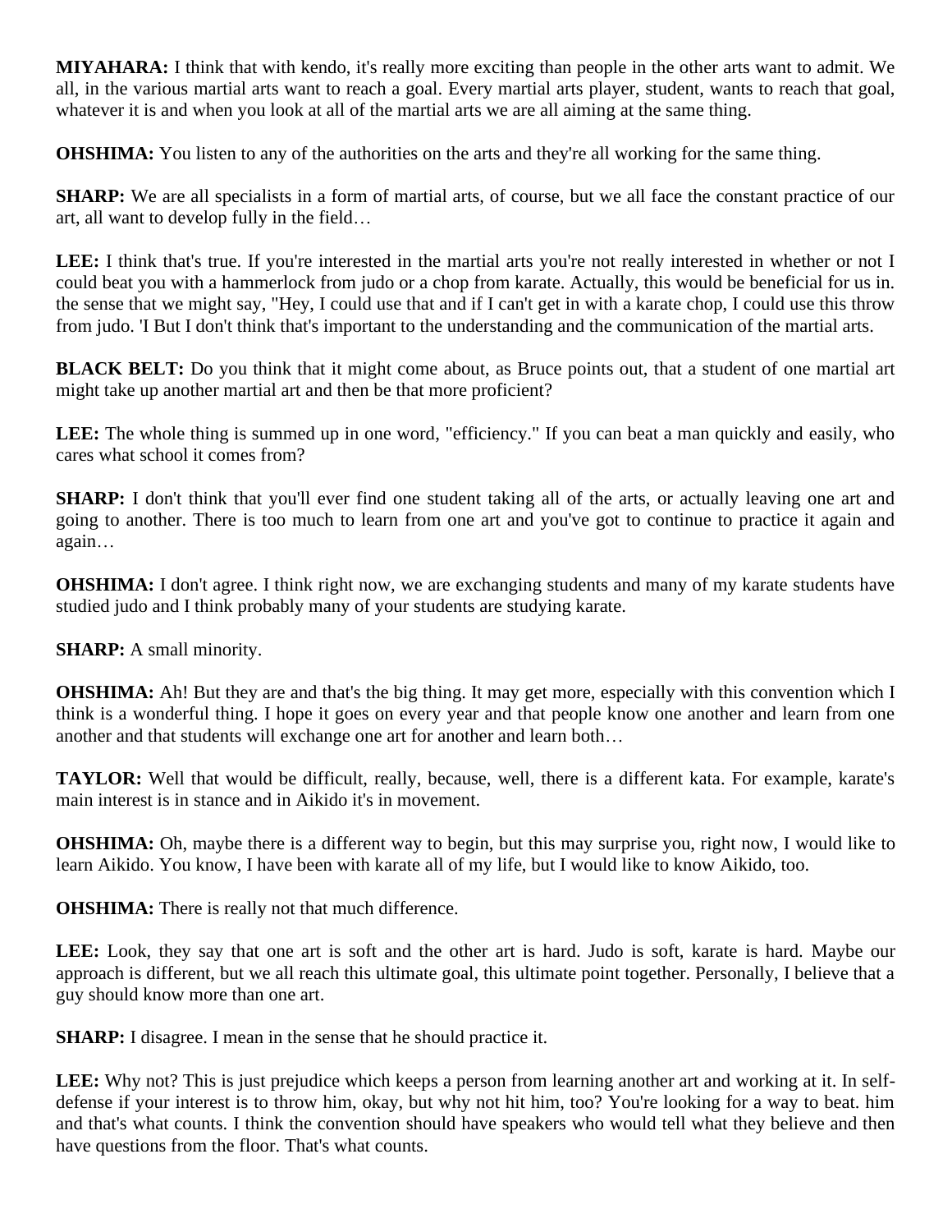**MIYAHARA:** I think that with kendo, it's really more exciting than people in the other arts want to admit. We all, in the various martial arts want to reach a goal. Every martial arts player, student, wants to reach that goal, whatever it is and when you look at all of the martial arts we are all aiming at the same thing.

**OHSHIMA:** You listen to any of the authorities on the arts and they're all working for the same thing.

**SHARP:** We are all specialists in a form of martial arts, of course, but we all face the constant practice of our art, all want to develop fully in the field…

**LEE:** I think that's true. If you're interested in the martial arts you're not really interested in whether or not I could beat you with a hammerlock from judo or a chop from karate. Actually, this would be beneficial for us in. the sense that we might say, "Hey, I could use that and if I can't get in with a karate chop, I could use this throw from judo. 'I But I don't think that's important to the understanding and the communication of the martial arts.

**BLACK BELT:** Do you think that it might come about, as Bruce points out, that a student of one martial art might take up another martial art and then be that more proficient?

**LEE:** The whole thing is summed up in one word, "efficiency." If you can beat a man quickly and easily, who cares what school it comes from?

**SHARP:** I don't think that you'll ever find one student taking all of the arts, or actually leaving one art and going to another. There is too much to learn from one art and you've got to continue to practice it again and again…

**OHSHIMA:** I don't agree. I think right now, we are exchanging students and many of my karate students have studied judo and I think probably many of your students are studying karate.

**SHARP:** A small minority.

**OHSHIMA:** Ah! But they are and that's the big thing. It may get more, especially with this convention which I think is a wonderful thing. I hope it goes on every year and that people know one another and learn from one another and that students will exchange one art for another and learn both…

**TAYLOR:** Well that would be difficult, really, because, well, there is a different kata. For example, karate's main interest is in stance and in Aikido it's in movement.

**OHSHIMA:** Oh, maybe there is a different way to begin, but this may surprise you, right now, I would like to learn Aikido. You know, I have been with karate all of my life, but I would like to know Aikido, too.

**OHSHIMA:** There is really not that much difference.

**LEE:** Look, they say that one art is soft and the other art is hard. Judo is soft, karate is hard. Maybe our approach is different, but we all reach this ultimate goal, this ultimate point together. Personally, I believe that a guy should know more than one art.

**SHARP:** I disagree. I mean in the sense that he should practice it.

**LEE:** Why not? This is just prejudice which keeps a person from learning another art and working at it. In self-defense if your interest is to throw him, okay, but why not hit him, too? You're looking for a way to beat. him and that's what counts. I think the convention should have speakers who would tell what they believe and then have questions from the floor. That's what counts.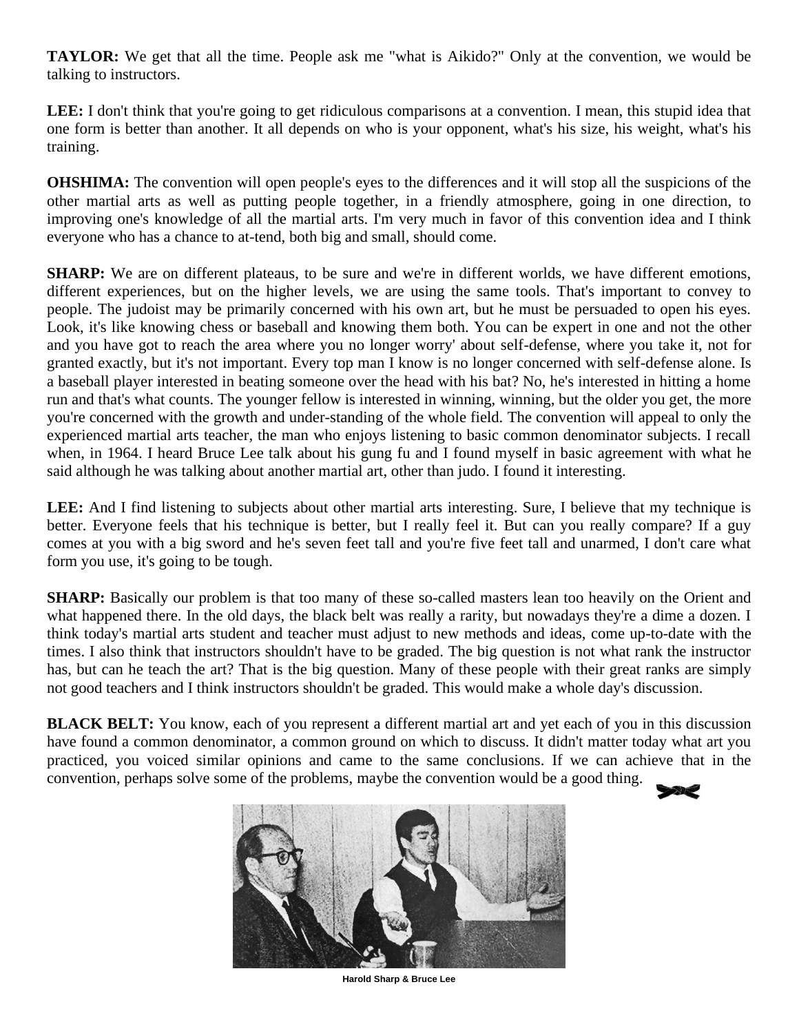**TAYLOR:** We get that all the time. People ask me "what is Aikido?" Only at the convention, we would be talking to instructors.

**LEE:** I don't think that you're going to get ridiculous comparisons at a convention. I mean, this stupid idea that one form is better than another. It all depends on who is your opponent, what's his size, his weight, what's his training.

**OHSHIMA:** The convention will open people's eyes to the differences and it will stop all the suspicions of the other martial arts as well as putting people together, in a friendly atmosphere, going in one direction, to improving one's knowledge of all the martial arts. I'm very much in favor of this convention idea and I think everyone who has a chance to at-tend, both big and small, should come.

**SHARP:** We are on different plateaus, to be sure and we're in different worlds, we have different emotions, different experiences, but on the higher levels, we are using the same tools. That's important to convey to people. The judoist may be primarily concerned with his own art, but he must be persuaded to open his eyes. Look, it's like knowing chess or baseball and knowing them both. You can be expert in one and not the other and you have got to reach the area where you no longer worry' about self-defense, where you take it, not for granted exactly, but it's not important. Every top man I know is no longer concerned with self-defense alone. Is a baseball player interested in beating someone over the head with his bat? No, he's interested in hitting a home run and that's what counts. The younger fellow is interested in winning, winning, but the older you get, the more you're concerned with the growth and under-standing of the whole field. The convention will appeal to only the experienced martial arts teacher, the man who enjoys listening to basic common denominator subjects. I recall when, in 1964. I heard Bruce Lee talk about his gung fu and I found myself in basic agreement with what he said although he was talking about another martial art, other than judo. I found it interesting.

**LEE:** And I find listening to subjects about other martial arts interesting. Sure, I believe that my technique is better. Everyone feels that his technique is better, but I really feel it. But can you really compare? If a guy comes at you with a big sword and he's seven feet tall and you're five feet tall and unarmed, I don't care what form you use, it's going to be tough.

**SHARP:** Basically our problem is that too many of these so-called masters lean too heavily on the Orient and what happened there. In the old days, the black belt was really a rarity, but nowadays they're a dime a dozen. I think today's martial arts student and teacher must adjust to new methods and ideas, come up-to-date with the times. I also think that instructors shouldn't have to be graded. The big question is not what rank the instructor has, but can he teach the art? That is the big question. Many of these people with their great ranks are simply not good teachers and I think instructors shouldn't be graded. This would make a whole day's discussion.

**BLACK BELT:** You know, each of you represent a different martial art and yet each of you in this discussion have found a common denominator, a common ground on which to discuss. It didn't matter today what art you practiced, you voiced similar opinions and came to the same conclusions. If we can achieve that in the convention, perhaps solve some of the problems, maybe the convention would be a good thing.

Harold Sharp & Bruce Lee